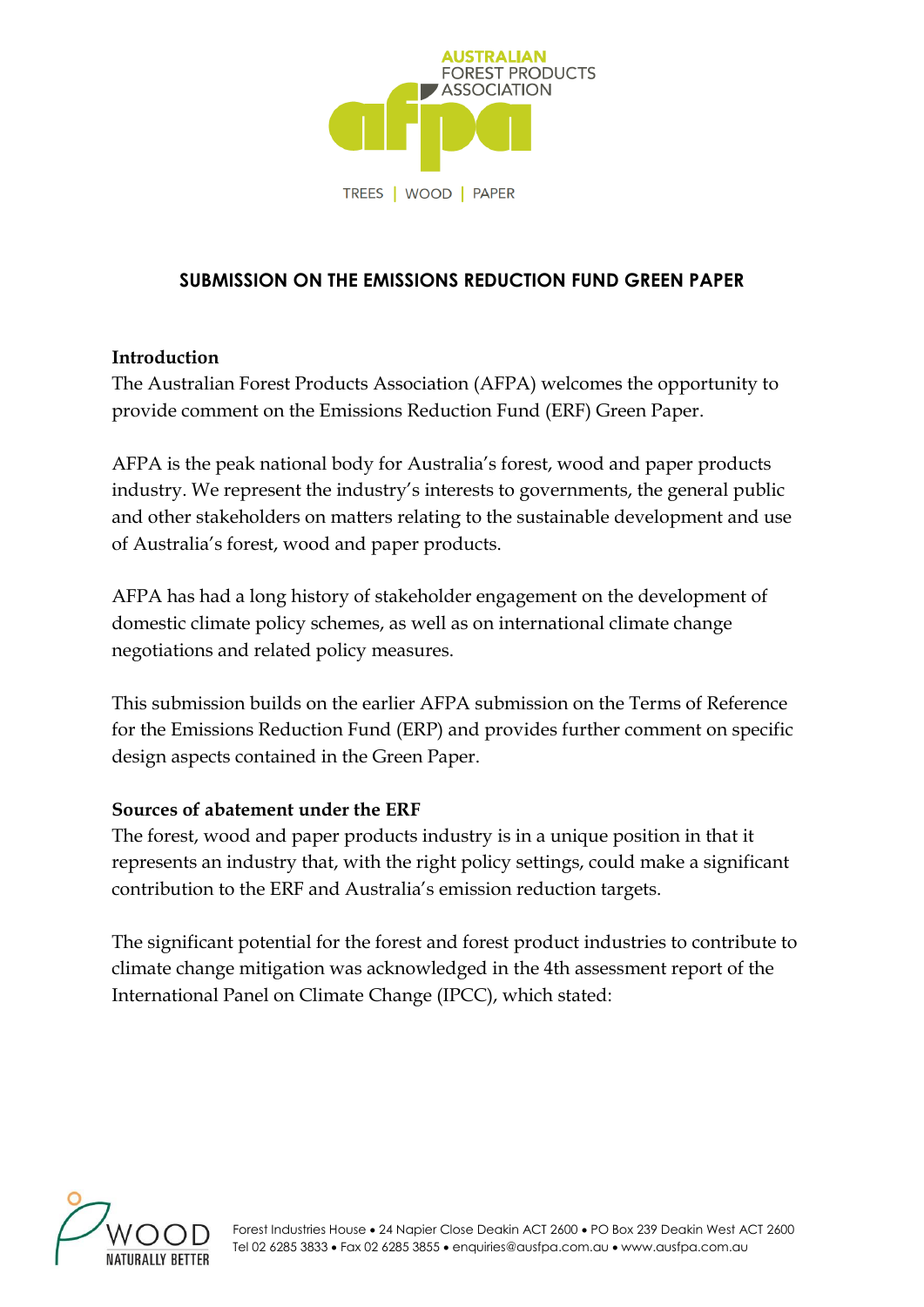# SUBMISSION ON THE EMISSIONS REDUCTION FUND GREEN PAPER

**Introduction**

The Australian Forest Products Association (AFPA) welcomes the opportunity to provide comment on the Emissions Reduction Fund (ERF) Green Paper.

AFPA is the peak national body for Australia's forest, wood and paper products industry. We represent the industry's interests to governments, the general public and other stakeholders on matters relating to the sustainable development and use of Australia's forest, wood and paper products.

AFPA has had a long history of stakeholder engagement on the development of domestic climate policy schemes, as well as on international climate change negotiations and related policy measures.

This submission builds on the earlier AFPA submission on the Terms of Reference for the Emissions Reduction Fund (ERP) and provides further comment on specific design aspects contained in the Green Paper.

**Sources of abatement under the ERF**

The forest, wood and paper products industry is in a unique position in that it represents an industry that, with the right policy settings, could make a significant contribution to the ERF and Australia's emission reduction targets.

The significant potential for the forest and forest product industries to contribute to climate change mitigation was acknowledged in the 4th assessment report of the International Panel on Climate Change (IPCC), which stated: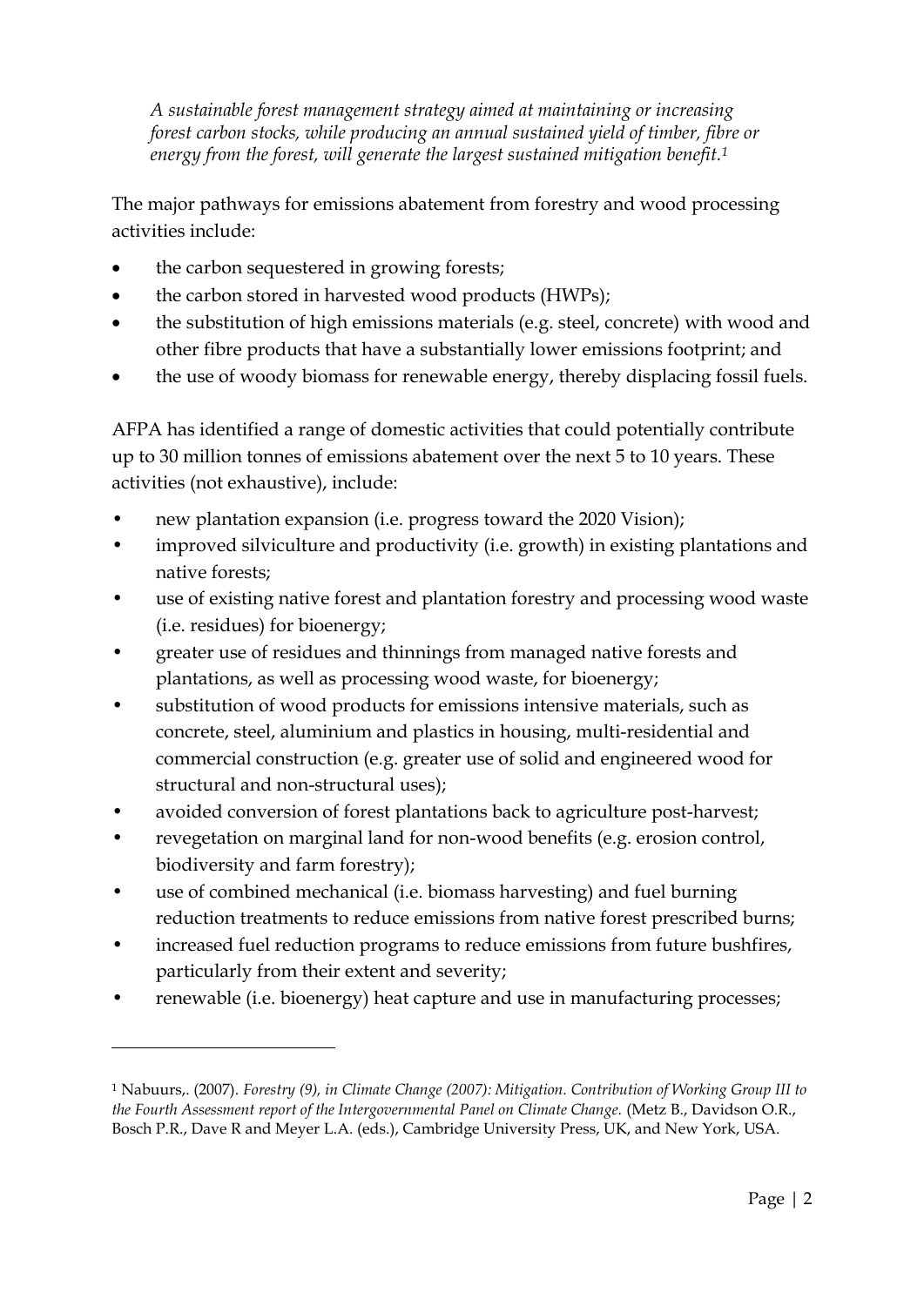*A sustainable forest management strategy aimed at maintaining or increasing forest carbon stocks, while producing an annual sustained yield of timber, fibre or energy from the forest, will generate the largest sustained mitigation benefit.*[1]

The major pathways for emissions abatement from forestry and wood processing activities include:

- the carbon sequestered in growing forests;
- the carbon stored in harvested wood products (HWPs);
- the substitution of high emissions materials (e.g. steel, concrete) with wood and other fibre products that have a substantially lower emissions footprint; and
- the use of woody biomass for renewable energy, thereby displacing fossil fuels.

AFPA has identified a range of domestic activities that could potentially contribute up to 30 million tonnes of emissions abatement over the next 5 to 10 years. These activities (not exhaustive), include:

- new plantation expansion (i.e. progress toward the 2020 Vision);
- improved silviculture and productivity (i.e. growth) in existing plantations and native forests;
- use of existing native forest and plantation forestry and processing wood waste (i.e. residues) for bioenergy;
- greater use of residues and thinnings from managed native forests and plantations, as well as processing wood waste, for bioenergy;
- substitution of wood products for emissions intensive materials, such as concrete, steel, aluminium and plastics in housing, multi-residential and commercial construction (e.g. greater use of solid and engineered wood for structural and non-structural uses);
- avoided conversion of forest plantations back to agriculture post-harvest;
- revegetation on marginal land for non-wood benefits (e.g. erosion control, biodiversity and farm forestry);
- use of combined mechanical (i.e. biomass harvesting) and fuel burning reduction treatments to reduce emissions from native forest prescribed burns;
- increased fuel reduction programs to reduce emissions from future bushfires, particularly from their extent and severity;
- renewable (i.e. bioenergy) heat capture and use in manufacturing processes;

---

[1] Nabuurs,. (2007). *Forestry (9), in Climate Change (2007): Mitigation. Contribution of Working Group III to the Fourth Assessment report of the Intergovernmental Panel on Climate Change.* (Metz B., Davidson O.R., Bosch P.R., Dave R and Meyer L.A. (eds.), Cambridge University Press, UK, and New York, USA.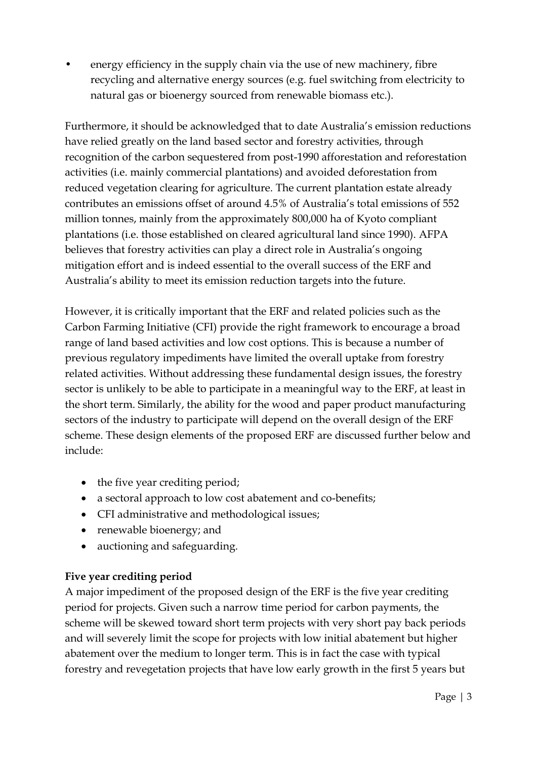- energy efficiency in the supply chain via the use of new machinery, fibre recycling and alternative energy sources (e.g. fuel switching from electricity to natural gas or bioenergy sourced from renewable biomass etc.).

Furthermore, it should be acknowledged that to date Australia's emission reductions have relied greatly on the land based sector and forestry activities, through recognition of the carbon sequestered from post-1990 afforestation and reforestation activities (i.e. mainly commercial plantations) and avoided deforestation from reduced vegetation clearing for agriculture. The current plantation estate already contributes an emissions offset of around 4.5% of Australia's total emissions of 552 million tonnes, mainly from the approximately 800,000 ha of Kyoto compliant plantations (i.e. those established on cleared agricultural land since 1990). AFPA believes that forestry activities can play a direct role in Australia's ongoing mitigation effort and is indeed essential to the overall success of the ERF and Australia's ability to meet its emission reduction targets into the future.

However, it is critically important that the ERF and related policies such as the Carbon Farming Initiative (CFI) provide the right framework to encourage a broad range of land based activities and low cost options. This is because a number of previous regulatory impediments have limited the overall uptake from forestry related activities. Without addressing these fundamental design issues, the forestry sector is unlikely to be able to participate in a meaningful way to the ERF, at least in the short term. Similarly, the ability for the wood and paper product manufacturing sectors of the industry to participate will depend on the overall design of the ERF scheme. These design elements of the proposed ERF are discussed further below and include:

- the five year crediting period;
- a sectoral approach to low cost abatement and co-benefits;
- CFI administrative and methodological issues;
- renewable bioenergy; and
- auctioning and safeguarding.

**Five year crediting period**

A major impediment of the proposed design of the ERF is the five year crediting period for projects. Given such a narrow time period for carbon payments, the scheme will be skewed toward short term projects with very short pay back periods and will severely limit the scope for projects with low initial abatement but higher abatement over the medium to longer term. This is in fact the case with typical forestry and revegetation projects that have low early growth in the first 5 years but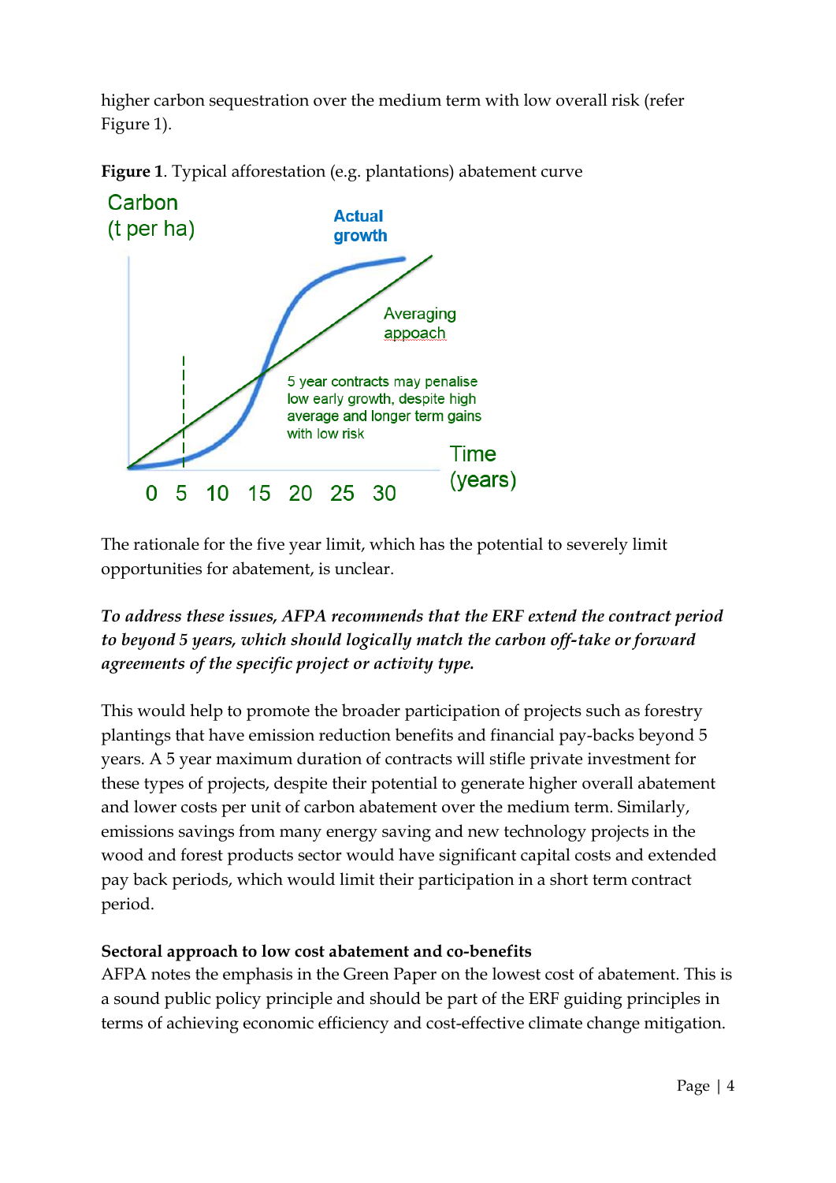higher carbon sequestration over the medium term with low overall risk (refer Figure 1).

**Figure 1**. Typical afforestation (e.g. plantations) abatement curve

The rationale for the five year limit, which has the potential to severely limit opportunities for abatement, is unclear.

***To address these issues, AFPA recommends that the ERF extend the contract period to beyond 5 years, which should logically match the carbon off-take or forward agreements of the specific project or activity type.***

This would help to promote the broader participation of projects such as forestry plantings that have emission reduction benefits and financial pay-backs beyond 5 years. A 5 year maximum duration of contracts will stifle private investment for these types of projects, despite their potential to generate higher overall abatement and lower costs per unit of carbon abatement over the medium term. Similarly, emissions savings from many energy saving and new technology projects in the wood and forest products sector would have significant capital costs and extended pay back periods, which would limit their participation in a short term contract period.

**Sectoral approach to low cost abatement and co-benefits**

AFPA notes the emphasis in the Green Paper on the lowest cost of abatement. This is a sound public policy principle and should be part of the ERF guiding principles in terms of achieving economic efficiency and cost-effective climate change mitigation.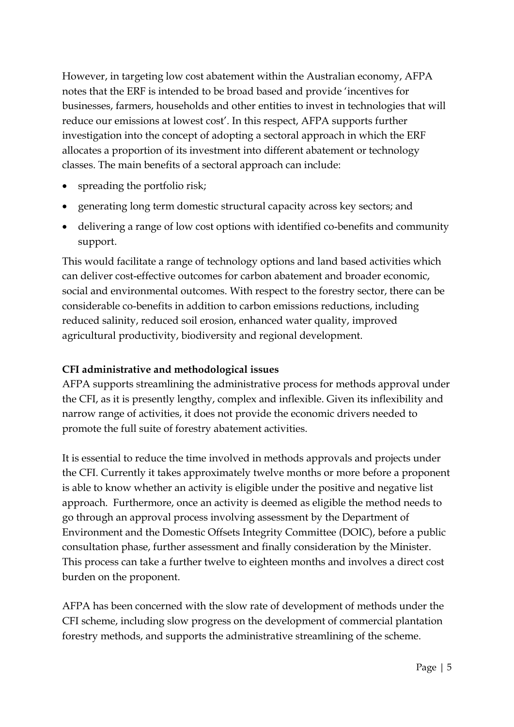However, in targeting low cost abatement within the Australian economy, AFPA notes that the ERF is intended to be broad based and provide 'incentives for businesses, farmers, households and other entities to invest in technologies that will reduce our emissions at lowest cost'. In this respect, AFPA supports further investigation into the concept of adopting a sectoral approach in which the ERF allocates a proportion of its investment into different abatement or technology classes. The main benefits of a sectoral approach can include:

- spreading the portfolio risk;
- generating long term domestic structural capacity across key sectors; and
- delivering a range of low cost options with identified co-benefits and community support.

This would facilitate a range of technology options and land based activities which can deliver cost-effective outcomes for carbon abatement and broader economic, social and environmental outcomes. With respect to the forestry sector, there can be considerable co-benefits in addition to carbon emissions reductions, including reduced salinity, reduced soil erosion, enhanced water quality, improved agricultural productivity, biodiversity and regional development.

**CFI administrative and methodological issues**

AFPA supports streamlining the administrative process for methods approval under the CFI, as it is presently lengthy, complex and inflexible. Given its inflexibility and narrow range of activities, it does not provide the economic drivers needed to promote the full suite of forestry abatement activities.

It is essential to reduce the time involved in methods approvals and projects under the CFI. Currently it takes approximately twelve months or more before a proponent is able to know whether an activity is eligible under the positive and negative list approach. Furthermore, once an activity is deemed as eligible the method needs to go through an approval process involving assessment by the Department of Environment and the Domestic Offsets Integrity Committee (DOIC), before a public consultation phase, further assessment and finally consideration by the Minister. This process can take a further twelve to eighteen months and involves a direct cost burden on the proponent.

AFPA has been concerned with the slow rate of development of methods under the CFI scheme, including slow progress on the development of commercial plantation forestry methods, and supports the administrative streamlining of the scheme.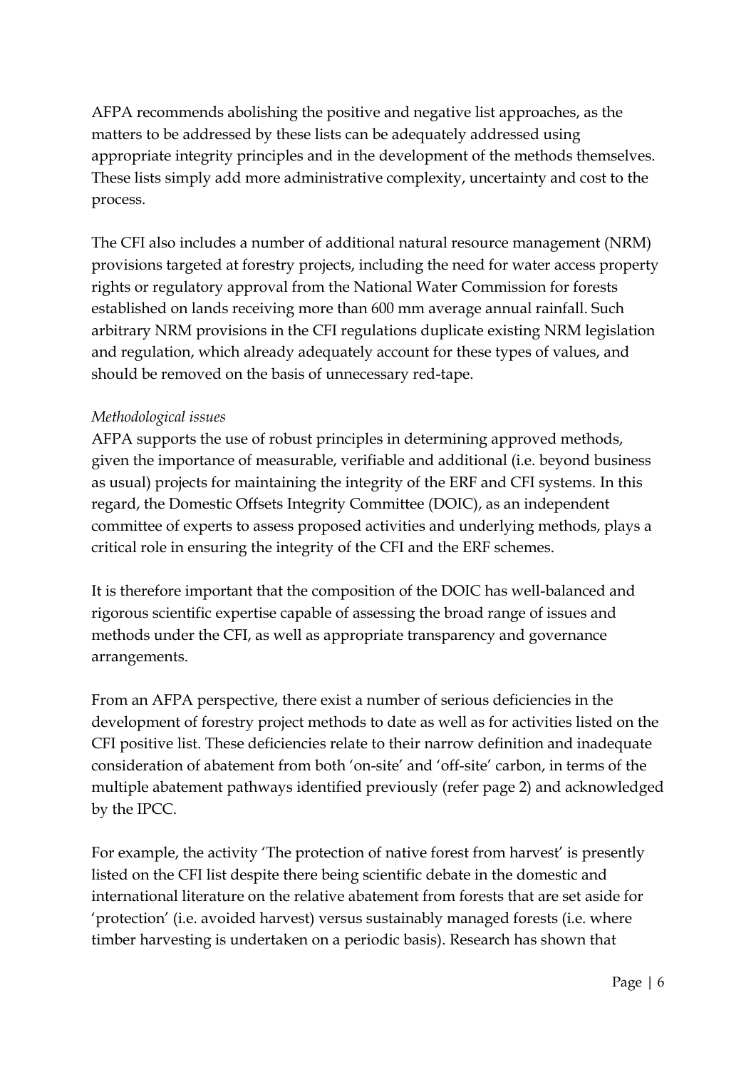AFPA recommends abolishing the positive and negative list approaches, as the matters to be addressed by these lists can be adequately addressed using appropriate integrity principles and in the development of the methods themselves. These lists simply add more administrative complexity, uncertainty and cost to the process.

The CFI also includes a number of additional natural resource management (NRM) provisions targeted at forestry projects, including the need for water access property rights or regulatory approval from the National Water Commission for forests established on lands receiving more than 600 mm average annual rainfall. Such arbitrary NRM provisions in the CFI regulations duplicate existing NRM legislation and regulation, which already adequately account for these types of values, and should be removed on the basis of unnecessary red-tape.

*Methodological issues*

AFPA supports the use of robust principles in determining approved methods, given the importance of measurable, verifiable and additional (i.e. beyond business as usual) projects for maintaining the integrity of the ERF and CFI systems. In this regard, the Domestic Offsets Integrity Committee (DOIC), as an independent committee of experts to assess proposed activities and underlying methods, plays a critical role in ensuring the integrity of the CFI and the ERF schemes.

It is therefore important that the composition of the DOIC has well-balanced and rigorous scientific expertise capable of assessing the broad range of issues and methods under the CFI, as well as appropriate transparency and governance arrangements.

From an AFPA perspective, there exist a number of serious deficiencies in the development of forestry project methods to date as well as for activities listed on the CFI positive list. These deficiencies relate to their narrow definition and inadequate consideration of abatement from both 'on-site' and 'off-site' carbon, in terms of the multiple abatement pathways identified previously (refer page 2) and acknowledged by the IPCC.

For example, the activity 'The protection of native forest from harvest' is presently listed on the CFI list despite there being scientific debate in the domestic and international literature on the relative abatement from forests that are set aside for 'protection' (i.e. avoided harvest) versus sustainably managed forests (i.e. where timber harvesting is undertaken on a periodic basis). Research has shown that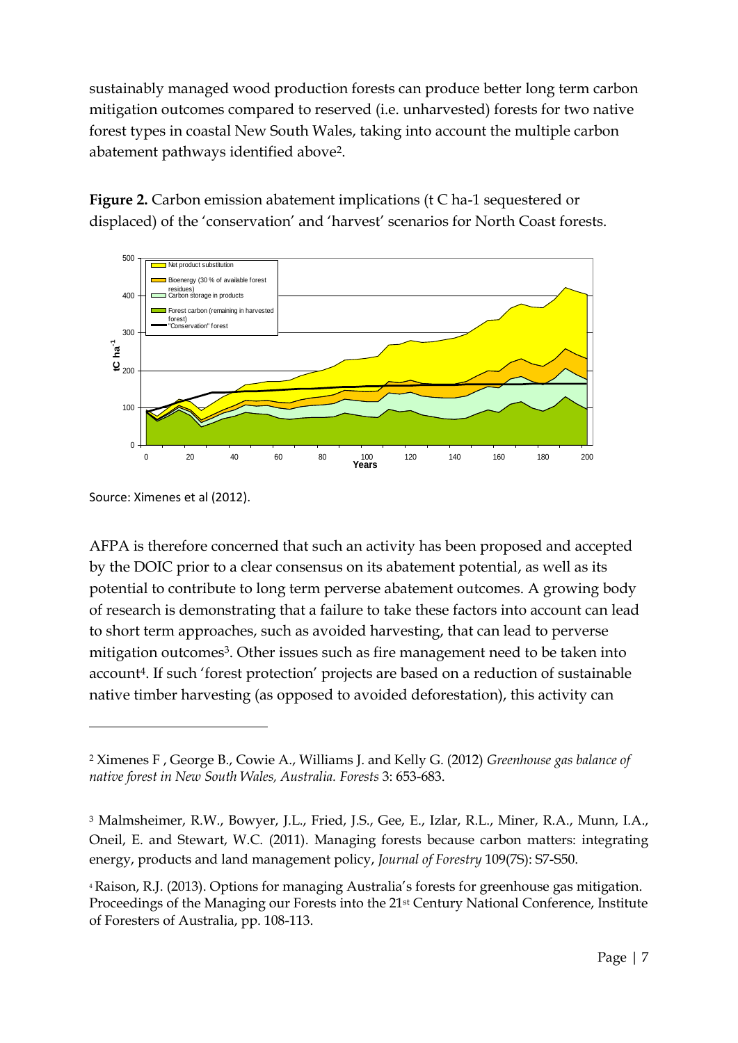sustainably managed wood production forests can produce better long term carbon mitigation outcomes compared to reserved (i.e. unharvested) forests for two native forest types in coastal New South Wales, taking into account the multiple carbon abatement pathways identified above[2].

**Figure 2.** Carbon emission abatement implications (t C ha-1 sequestered or displaced) of the 'conservation' and 'harvest' scenarios for North Coast forests.

Source: Ximenes et al (2012).

AFPA is therefore concerned that such an activity has been proposed and accepted by the DOIC prior to a clear consensus on its abatement potential, as well as its potential to contribute to long term perverse abatement outcomes. A growing body of research is demonstrating that a failure to take these factors into account can lead to short term approaches, such as avoided harvesting, that can lead to perverse mitigation outcomes[3]. Other issues such as fire management need to be taken into account[4]. If such 'forest protection' projects are based on a reduction of sustainable native timber harvesting (as opposed to avoided deforestation), this activity can

---

[2] Ximenes F , George B., Cowie A., Williams J. and Kelly G. (2012) *Greenhouse gas balance of native forest in New South Wales, Australia. Forests* 3: 653-683.

[3] Malmsheimer, R.W., Bowyer, J.L., Fried, J.S., Gee, E., Izlar, R.L., Miner, R.A., Munn, I.A., Oneil, E. and Stewart, W.C. (2011). Managing forests because carbon matters: integrating energy, products and land management policy, *Journal of Forestry* 109(7S): S7-S50.

[4] Raison, R.J. (2013). Options for managing Australia's forests for greenhouse gas mitigation. Proceedings of the Managing our Forests into the 21st Century National Conference, Institute of Foresters of Australia, pp. 108-113.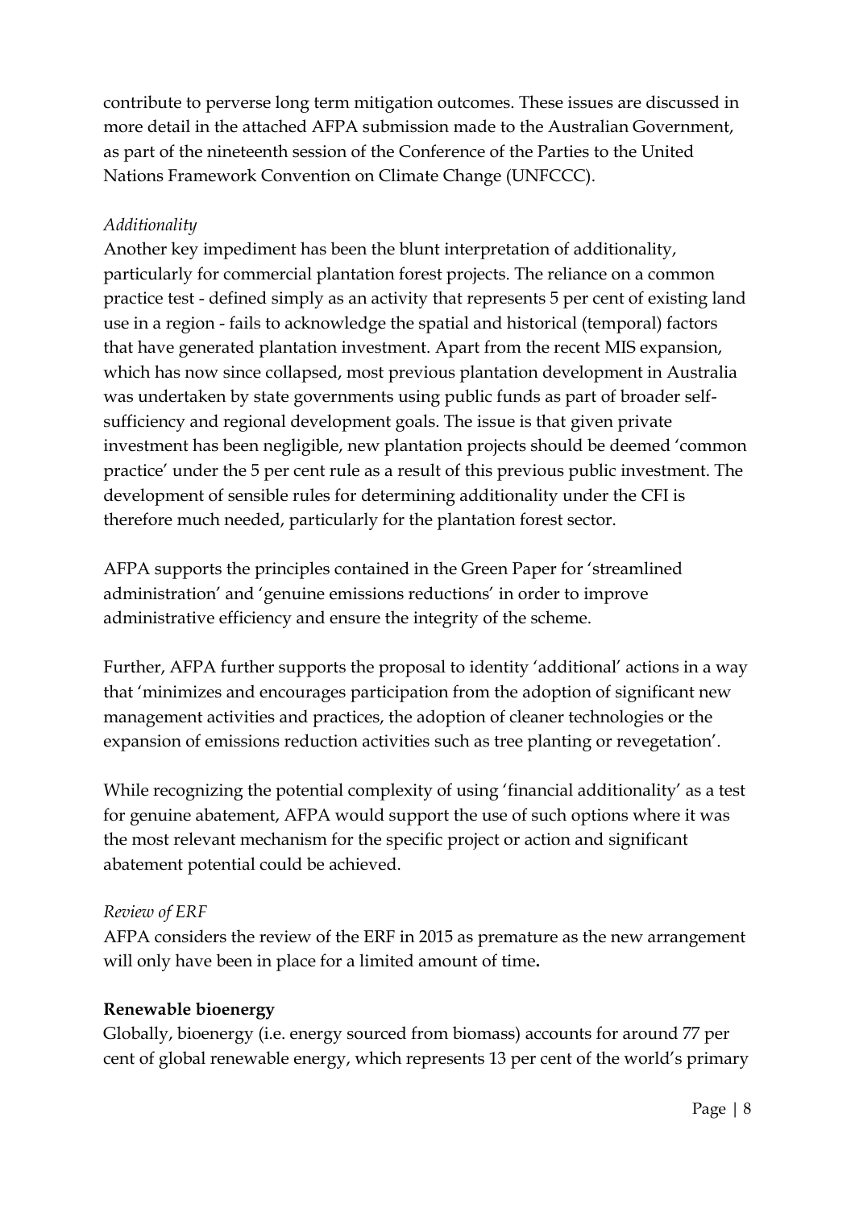contribute to perverse long term mitigation outcomes. These issues are discussed in more detail in the attached AFPA submission made to the Australian Government, as part of the nineteenth session of the Conference of the Parties to the United Nations Framework Convention on Climate Change (UNFCCC).

*Additionality*

Another key impediment has been the blunt interpretation of additionality, particularly for commercial plantation forest projects. The reliance on a common practice test - defined simply as an activity that represents 5 per cent of existing land use in a region - fails to acknowledge the spatial and historical (temporal) factors that have generated plantation investment. Apart from the recent MIS expansion, which has now since collapsed, most previous plantation development in Australia was undertaken by state governments using public funds as part of broader self-sufficiency and regional development goals. The issue is that given private investment has been negligible, new plantation projects should be deemed 'common practice' under the 5 per cent rule as a result of this previous public investment. The development of sensible rules for determining additionality under the CFI is therefore much needed, particularly for the plantation forest sector.

AFPA supports the principles contained in the Green Paper for 'streamlined administration' and 'genuine emissions reductions' in order to improve administrative efficiency and ensure the integrity of the scheme.

Further, AFPA further supports the proposal to identity 'additional' actions in a way that 'minimizes and encourages participation from the adoption of significant new management activities and practices, the adoption of cleaner technologies or the expansion of emissions reduction activities such as tree planting or revegetation'.

While recognizing the potential complexity of using 'financial additionality' as a test for genuine abatement, AFPA would support the use of such options where it was the most relevant mechanism for the specific project or action and significant abatement potential could be achieved.

*Review of ERF*

AFPA considers the review of the ERF in 2015 as premature as the new arrangement will only have been in place for a limited amount of time**.**

**Renewable bioenergy**

Globally, bioenergy (i.e. energy sourced from biomass) accounts for around 77 per cent of global renewable energy, which represents 13 per cent of the world's primary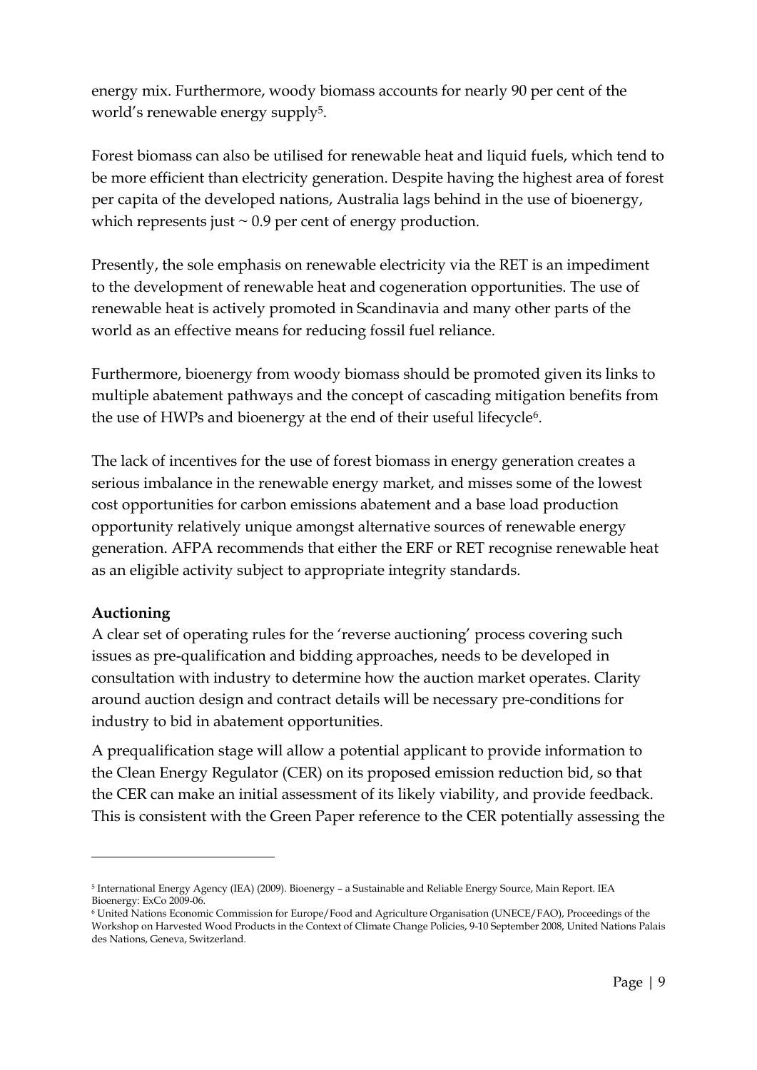energy mix. Furthermore, woody biomass accounts for nearly 90 per cent of the world's renewable energy supply[5].

Forest biomass can also be utilised for renewable heat and liquid fuels, which tend to be more efficient than electricity generation. Despite having the highest area of forest per capita of the developed nations, Australia lags behind in the use of bioenergy, which represents just ~ 0.9 per cent of energy production.

Presently, the sole emphasis on renewable electricity via the RET is an impediment to the development of renewable heat and cogeneration opportunities. The use of renewable heat is actively promoted in Scandinavia and many other parts of the world as an effective means for reducing fossil fuel reliance.

Furthermore, bioenergy from woody biomass should be promoted given its links to multiple abatement pathways and the concept of cascading mitigation benefits from the use of HWPs and bioenergy at the end of their useful lifecycle[6].

The lack of incentives for the use of forest biomass in energy generation creates a serious imbalance in the renewable energy market, and misses some of the lowest cost opportunities for carbon emissions abatement and a base load production opportunity relatively unique amongst alternative sources of renewable energy generation. AFPA recommends that either the ERF or RET recognise renewable heat as an eligible activity subject to appropriate integrity standards.

**Auctioning**

A clear set of operating rules for the 'reverse auctioning' process covering such issues as pre-qualification and bidding approaches, needs to be developed in consultation with industry to determine how the auction market operates. Clarity around auction design and contract details will be necessary pre-conditions for industry to bid in abatement opportunities.

A prequalification stage will allow a potential applicant to provide information to the Clean Energy Regulator (CER) on its proposed emission reduction bid, so that the CER can make an initial assessment of its likely viability, and provide feedback. This is consistent with the Green Paper reference to the CER potentially assessing the

---

[5] International Energy Agency (IEA) (2009). Bioenergy – a Sustainable and Reliable Energy Source, Main Report. IEA Bioenergy: ExCo 2009-06.

[6] United Nations Economic Commission for Europe/Food and Agriculture Organisation (UNECE/FAO), Proceedings of the Workshop on Harvested Wood Products in the Context of Climate Change Policies, 9-10 September 2008, United Nations Palais des Nations, Geneva, Switzerland.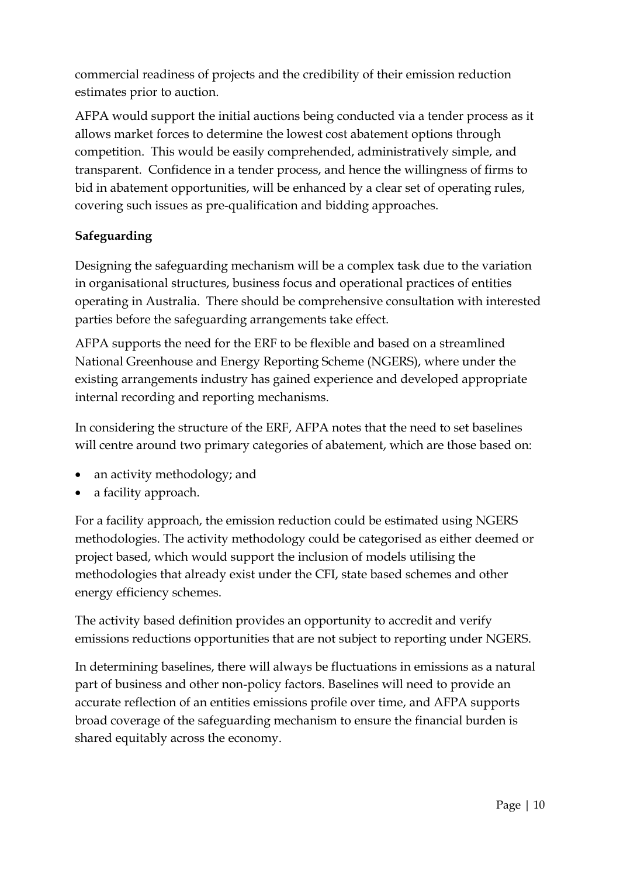commercial readiness of projects and the credibility of their emission reduction estimates prior to auction.

AFPA would support the initial auctions being conducted via a tender process as it allows market forces to determine the lowest cost abatement options through competition. This would be easily comprehended, administratively simple, and transparent. Confidence in a tender process, and hence the willingness of firms to bid in abatement opportunities, will be enhanced by a clear set of operating rules, covering such issues as pre-qualification and bidding approaches.

**Safeguarding**

Designing the safeguarding mechanism will be a complex task due to the variation in organisational structures, business focus and operational practices of entities operating in Australia. There should be comprehensive consultation with interested parties before the safeguarding arrangements take effect.

AFPA supports the need for the ERF to be flexible and based on a streamlined National Greenhouse and Energy Reporting Scheme (NGERS), where under the existing arrangements industry has gained experience and developed appropriate internal recording and reporting mechanisms.

In considering the structure of the ERF, AFPA notes that the need to set baselines will centre around two primary categories of abatement, which are those based on:

- an activity methodology; and
- a facility approach.

For a facility approach, the emission reduction could be estimated using NGERS methodologies. The activity methodology could be categorised as either deemed or project based, which would support the inclusion of models utilising the methodologies that already exist under the CFI, state based schemes and other energy efficiency schemes.

The activity based definition provides an opportunity to accredit and verify emissions reductions opportunities that are not subject to reporting under NGERS.

In determining baselines, there will always be fluctuations in emissions as a natural part of business and other non-policy factors. Baselines will need to provide an accurate reflection of an entities emissions profile over time, and AFPA supports broad coverage of the safeguarding mechanism to ensure the financial burden is shared equitably across the economy.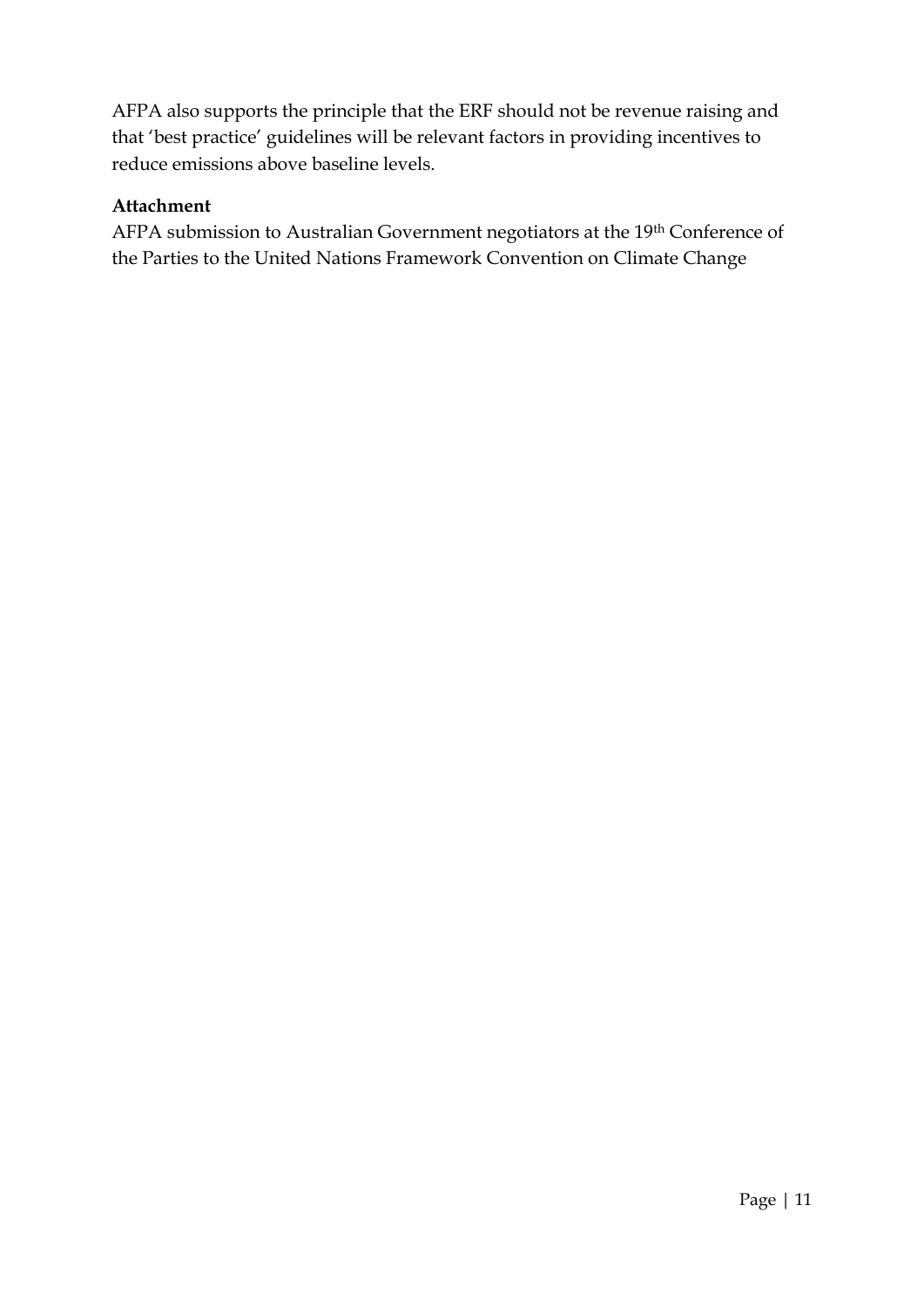AFPA also supports the principle that the ERF should not be revenue raising and that 'best practice' guidelines will be relevant factors in providing incentives to reduce emissions above baseline levels.

**Attachment**

AFPA submission to Australian Government negotiators at the 19th Conference of the Parties to the United Nations Framework Convention on Climate Change